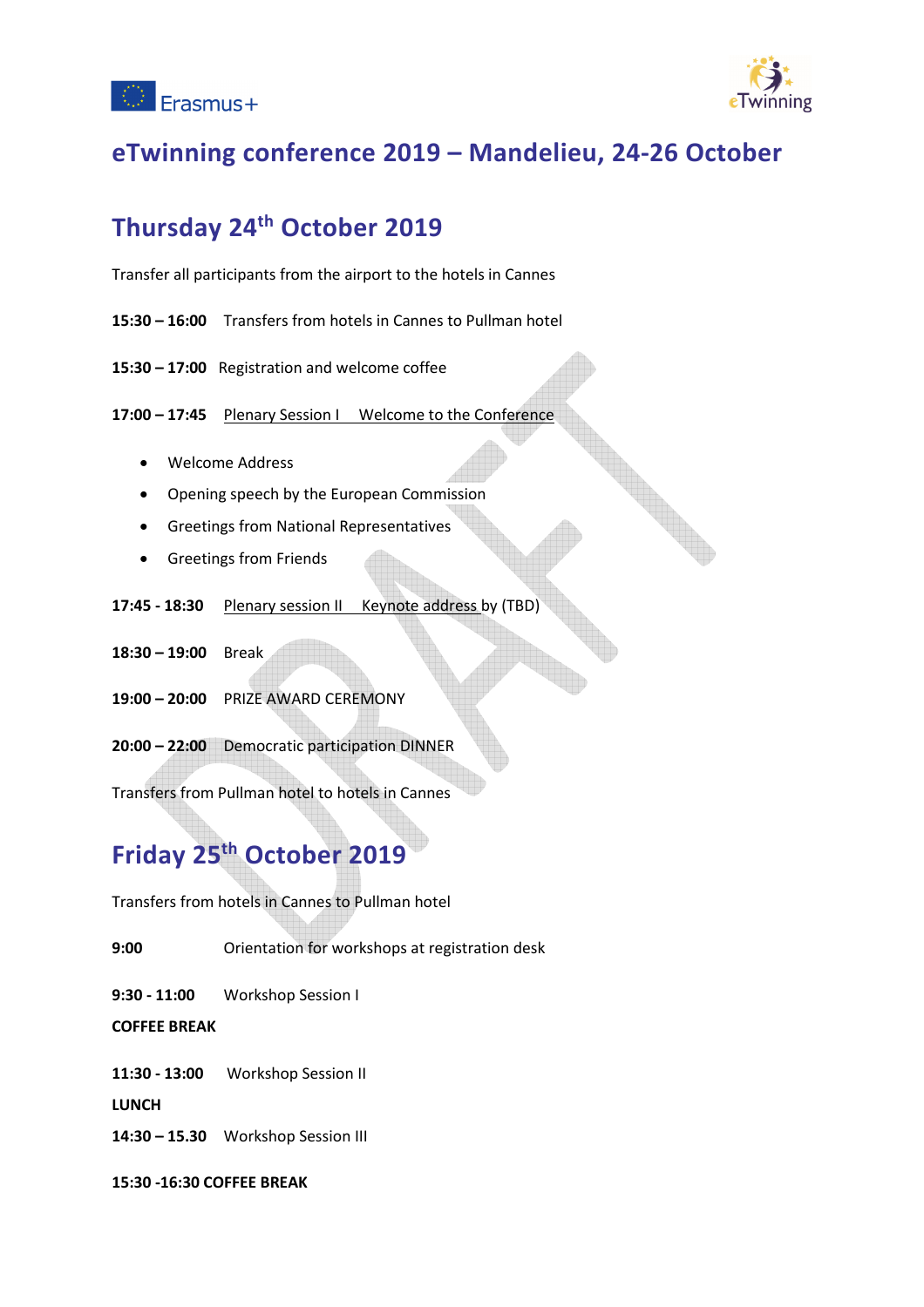# eTwinning conference 2019 – Mandelieu, 24-26 October

## Thursday 24th October 2019

Transfer all participants from the airport to the hotels in Cannes

**15:30 – 16:00** Transfers from hotels in Cannes to Pullman hotel

**15:30 – 17:00** Registration and welcome coffee

**17:00 – 17:45** Plenary Session I Welcome to the Conference

- Welcome Address
- Opening speech by the European Commission
- Greetings from National Representatives
- Greetings from Friends

**17:45 - 18:30** Plenary session II Keynote address by (TBD)

**18:30 – 19:00** Break

**19:00 – 20:00** PRIZE AWARD CEREMONY

**20:00 – 22:00** Democratic participation DINNER

Transfers from Pullman hotel to hotels in Cannes

## Friday 25th October 2019

Transfers from hotels in Cannes to Pullman hotel

**9:00** Orientation for workshops at registration desk

**9:30 - 11:00** Workshop Session I

**COFFEE BREAK**

**11:30 - 13:00** Workshop Session II

**LUNCH**

**14:30 – 15.30** Workshop Session III

**15:30 -16:30 COFFEE BREAK**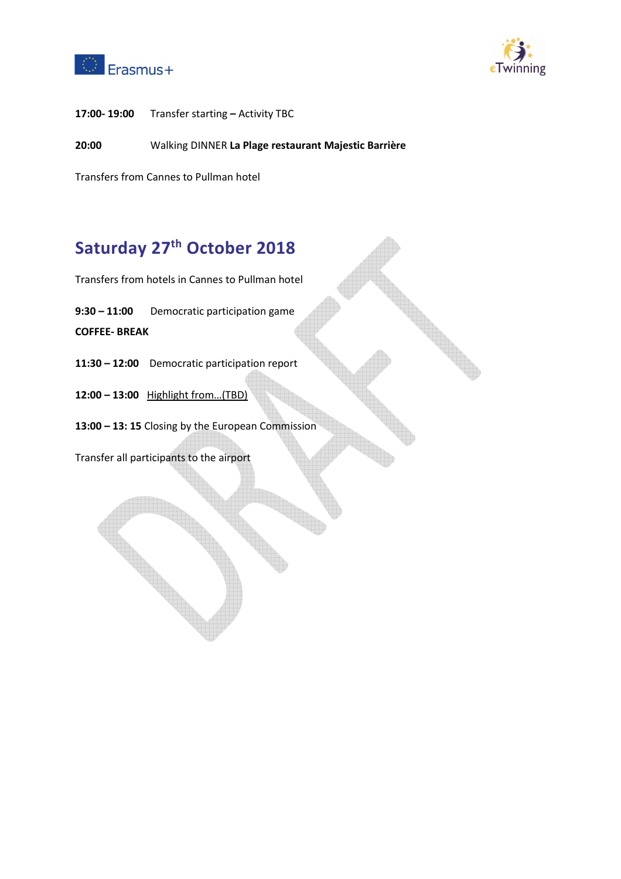**17:00- 19:00** Transfer starting **–** Activity TBC

**20:00** Walking DINNER **La Plage restaurant Majestic Barrière**

Transfers from Cannes to Pullman hotel

## Saturday 27th October 2018

Transfers from hotels in Cannes to Pullman hotel

**9:30 – 11:00** Democratic participation game

**COFFEE- BREAK**

**11:30 – 12:00** Democratic participation report

**12:00 – 13:00** Highlight from…(TBD)

**13:00 – 13: 15** Closing by the European Commission

Transfer all participants to the airport